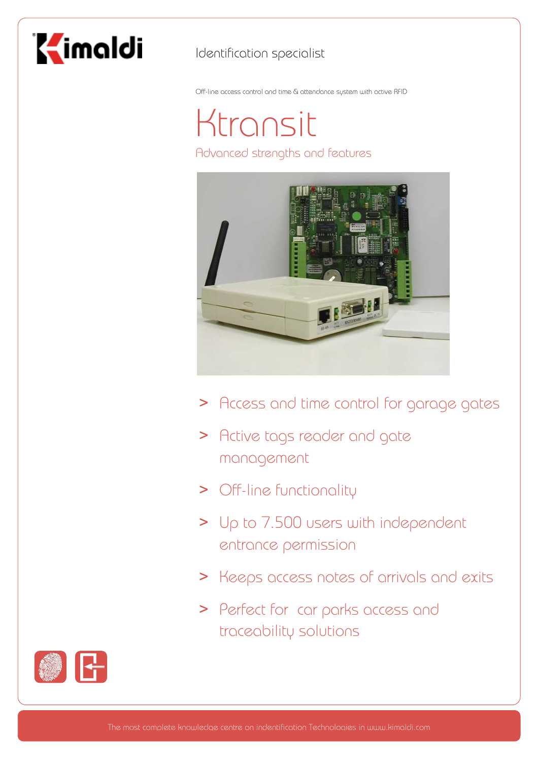Kimaldi

Identification specialist

Off-line access control and time & attendance system with active RFID

# Ktransit

## Advanced strengths and features

- Access and time control for garage gates
- Active tags reader and gate management
- Off-line functionality
- Up to 7.500 users with independent entrance permission
- Keeps access notes of arrivals and exits
- Perfect for car parks access and traceability solutions

The most complete knowledge centre on indentification Technologies in www.kimaldi.com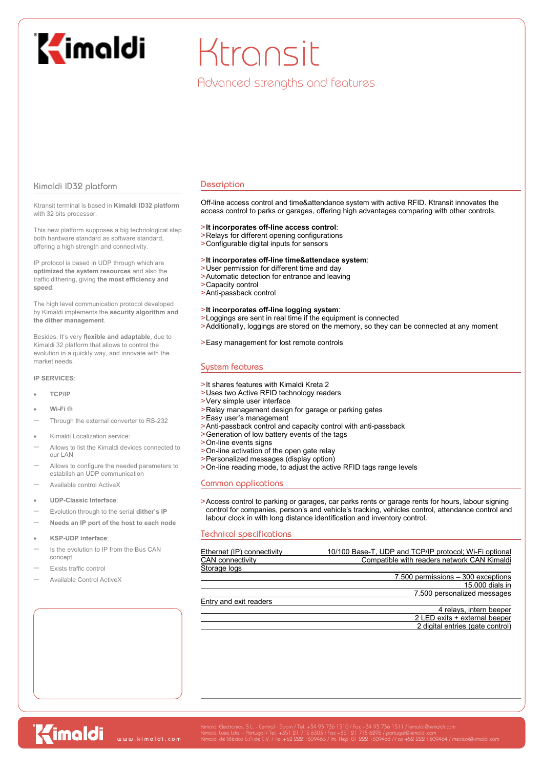# Ktransit

## Advanced strengths and features

## Kimaldi ID32 platform

Ktransit terminal is based in **Kimaldi ID32 platform** with 32 bits processor.

This new platform supposes a big technological step both hardware standard as software standard, offering a high strength and connectivity.

IP protocol is based in UDP through which are **optimized the system resources** and also the traffic dithering, giving **the most efficiency and speed**.

The high level communication protocol developed by Kimaldi implements the **security algorithm and the dither management**.

Besides, It's very **flexible and adaptable**, due to Kimaldi 32 platform that allows to control the evolution in a quickly way, and innovate with the market needs.

**IP SERVICES**:

- **TCP/IP**
- **Wi-Fi** ®:
  - Through the external converter to RS-232
- Kimaldi Localization service:
  - Allows to list the Kimaldi devices connected to our LAN
  - Allows to configure the needed parameters to establish an UDP communication
  - Available control ActiveX
- **UDP-Classic Interface**:
  - Evolution through to the serial **dither's IP**
  - **Needs an IP port of the host to each node**
- **KSP-UDP interface**:
  - Is the evolution to IP from the Bus CAN concept
  - Exists traffic control
  - Available Control ActiveX

## Description

Off-line access control and time&attendance system with active RFID. Ktransit innovates the access control to parks or garages, offering high advantages comparing with other controls.

>**It incorporates off-line access control**:
>Relays for different opening configurations
>Configurable digital inputs for sensors

>**It incorporates off-line time&attendace system**:
>User permission for different time and day
>Automatic detection for entrance and leaving
>Capacity control
>Anti-passback control

>**It incorporates off-line logging system**:
>Loggings are sent in real time if the equipment is connected
>Additionally, loggings are stored on the memory, so they can be connected at any moment

>Easy management for lost remote controls

## System features

>It shares features with Kimaldi Kreta 2
>Uses two Active RFID technology readers
>Very simple user interface
>Relay management design for garage or parking gates
>Easy user's management
>Anti-passback control and capacity control with anti-passback
>Generation of low battery events of the tags
>On-line events signs
>On-line activation of the open gate relay
>Personalized messages (display option)
>On-line reading mode, to adjust the active RFID tags range levels

## Common applications

>Access control to parking or garages, car parks rents or garage rents for hours, labour signing control for companies, person's and vehicle's tracking, vehicles control, attendance control and labour clock in with long distance identification and inventory control.

## Technical specifications

| | |
|---|---|
| Ethernet (IP) connectivity | 10/100 Base-T, UDP and TCP/IP protocol; Wi-Fi optional |
| CAN connectivity | Compatible with readers network CAN Kimaldi |
| Storage logs | |
| | 7.500 permissions – 300 exceptions |
| | 15.000 dials in |
| | 7.500 personalized messages |
| Entry and exit readers | |
| | 4 relays, intern beeper |
| | 2 LED exits + external beeper |
| | 2 digital entries (gate control) |

www.kimaldi.com

Kimaldi Electronics, S.L. - Central - Spain / Tel. +34 93 736 1510 / Fax +34 93 736 1511 / kimaldi@kimaldi.com
Kimaldi Lusa Lda. - Portugal / Tel. +351 21 715 6303 / Fax +351 21 715 6295 / portugal@kimaldi.com
Kimaldi de México S.A de C.V. / Tel.+52 222 1309463 / Int. Rep. 01 222 1309463 / Fax +52 222 1309464 / mexico@kimaldi.com